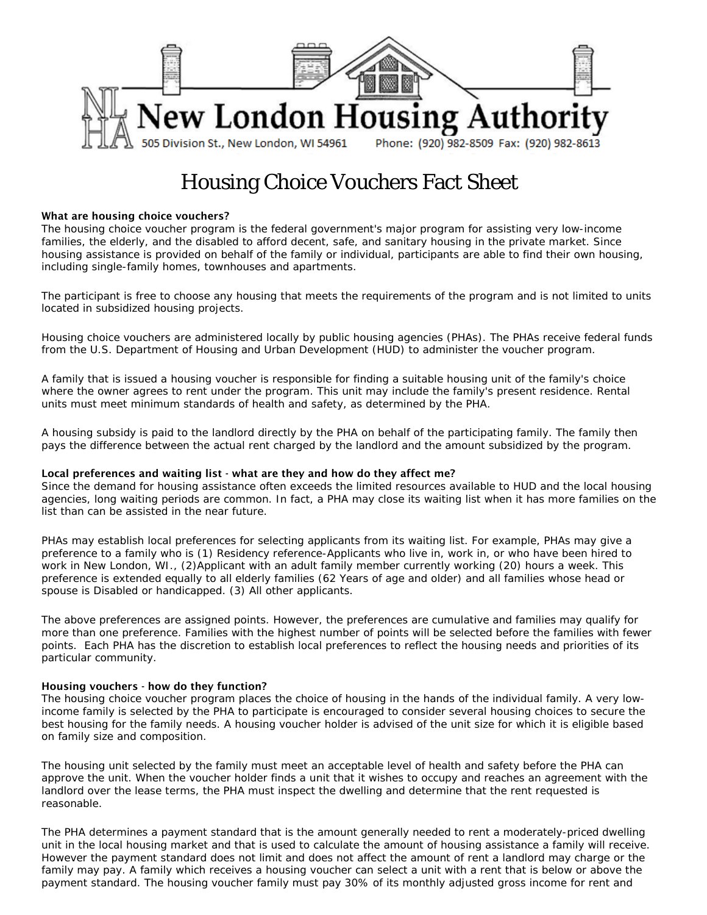# New London Housing Authority

505 Division St., New London, WI 54961 Phone: (920) 982-8509 Fax: (920) 982-8613

## Housing Choice Vouchers Fact Sheet

**What are housing choice vouchers?**

The housing choice voucher program is the federal government's major program for assisting very low-income families, the elderly, and the disabled to afford decent, safe, and sanitary housing in the private market. Since housing assistance is provided on behalf of the family or individual, participants are able to find their own housing, including single-family homes, townhouses and apartments.

The participant is free to choose any housing that meets the requirements of the program and is not limited to units located in subsidized housing projects.

Housing choice vouchers are administered locally by public housing agencies (PHAs). The PHAs receive federal funds from the U.S. Department of Housing and Urban Development (HUD) to administer the voucher program.

A family that is issued a housing voucher is responsible for finding a suitable housing unit of the family's choice where the owner agrees to rent under the program. This unit may include the family's present residence. Rental units must meet minimum standards of health and safety, as determined by the PHA.

A housing subsidy is paid to the landlord directly by the PHA on behalf of the participating family. The family then pays the difference between the actual rent charged by the landlord and the amount subsidized by the program.

**Local preferences and waiting list - what are they and how do they affect me?**

Since the demand for housing assistance often exceeds the limited resources available to HUD and the local housing agencies, long waiting periods are common. In fact, a PHA may close its waiting list when it has more families on the list than can be assisted in the near future.

PHAs may establish local preferences for selecting applicants from its waiting list. For example, PHAs may give a preference to a family who is (1) Residency reference-Applicants who live in, work in, or who have been hired to work in New London, WI., (2)Applicant with an adult family member currently working (20) hours a week. This preference is extended equally to all elderly families (62 Years of age and older) and all families whose head or spouse is Disabled or handicapped. (3) All other applicants.

The above preferences are assigned points. However, the preferences are cumulative and families may qualify for more than one preference. Families with the highest number of points will be selected before the families with fewer points. Each PHA has the discretion to establish local preferences to reflect the housing needs and priorities of its particular community.

**Housing vouchers - how do they function?**

The housing choice voucher program places the choice of housing in the hands of the individual family. A very low-income family is selected by the PHA to participate is encouraged to consider several housing choices to secure the best housing for the family needs. A housing voucher holder is advised of the unit size for which it is eligible based on family size and composition.

The housing unit selected by the family must meet an acceptable level of health and safety before the PHA can approve the unit. When the voucher holder finds a unit that it wishes to occupy and reaches an agreement with the landlord over the lease terms, the PHA must inspect the dwelling and determine that the rent requested is reasonable.

The PHA determines a payment standard that is the amount generally needed to rent a moderately-priced dwelling unit in the local housing market and that is used to calculate the amount of housing assistance a family will receive. However the payment standard does not limit and does not affect the amount of rent a landlord may charge or the family may pay. A family which receives a housing voucher can select a unit with a rent that is below or above the payment standard. The housing voucher family must pay 30% of its monthly adjusted gross income for rent and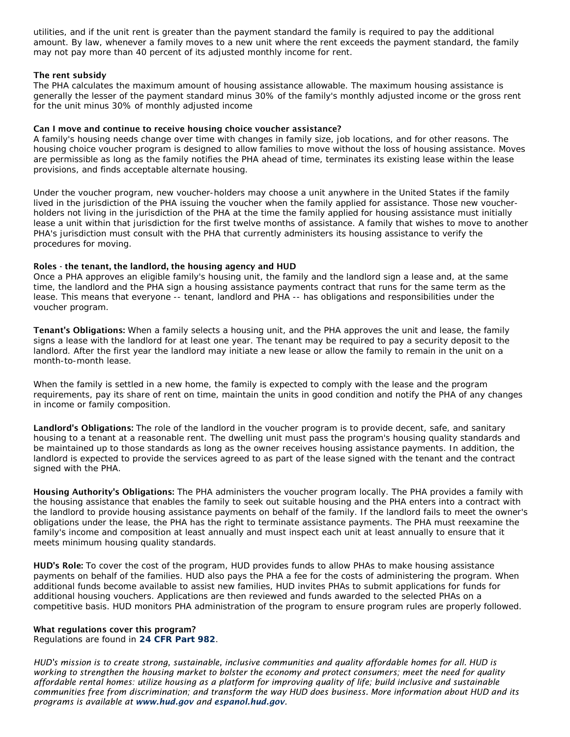utilities, and if the unit rent is greater than the payment standard the family is required to pay the additional amount. By law, whenever a family moves to a new unit where the rent exceeds the payment standard, the family may not pay more than 40 percent of its adjusted monthly income for rent.

### The rent subsidy

The PHA calculates the maximum amount of housing assistance allowable. The maximum housing assistance is generally the lesser of the payment standard minus 30% of the family's monthly adjusted income or the gross rent for the unit minus 30% of monthly adjusted income

### Can I move and continue to receive housing choice voucher assistance?

A family's housing needs change over time with changes in family size, job locations, and for other reasons. The housing choice voucher program is designed to allow families to move without the loss of housing assistance. Moves are permissible as long as the family notifies the PHA ahead of time, terminates its existing lease within the lease provisions, and finds acceptable alternate housing.

Under the voucher program, new voucher-holders may choose a unit anywhere in the United States if the family lived in the jurisdiction of the PHA issuing the voucher when the family applied for assistance. Those new voucher-holders not living in the jurisdiction of the PHA at the time the family applied for housing assistance must initially lease a unit within that jurisdiction for the first twelve months of assistance. A family that wishes to move to another PHA's jurisdiction must consult with the PHA that currently administers its housing assistance to verify the procedures for moving.

### Roles - the tenant, the landlord, the housing agency and HUD

Once a PHA approves an eligible family's housing unit, the family and the landlord sign a lease and, at the same time, the landlord and the PHA sign a housing assistance payments contract that runs for the same term as the lease. This means that everyone -- tenant, landlord and PHA -- has obligations and responsibilities under the voucher program.

**Tenant's Obligations:** When a family selects a housing unit, and the PHA approves the unit and lease, the family signs a lease with the landlord for at least one year. The tenant may be required to pay a security deposit to the landlord. After the first year the landlord may initiate a new lease or allow the family to remain in the unit on a month-to-month lease.

When the family is settled in a new home, the family is expected to comply with the lease and the program requirements, pay its share of rent on time, maintain the units in good condition and notify the PHA of any changes in income or family composition.

**Landlord's Obligations:** The role of the landlord in the voucher program is to provide decent, safe, and sanitary housing to a tenant at a reasonable rent. The dwelling unit must pass the program's housing quality standards and be maintained up to those standards as long as the owner receives housing assistance payments. In addition, the landlord is expected to provide the services agreed to as part of the lease signed with the tenant and the contract signed with the PHA.

**Housing Authority's Obligations:** The PHA administers the voucher program locally. The PHA provides a family with the housing assistance that enables the family to seek out suitable housing and the PHA enters into a contract with the landlord to provide housing assistance payments on behalf of the family. If the landlord fails to meet the owner's obligations under the lease, the PHA has the right to terminate assistance payments. The PHA must reexamine the family's income and composition at least annually and must inspect each unit at least annually to ensure that it meets minimum housing quality standards.

**HUD's Role:** To cover the cost of the program, HUD provides funds to allow PHAs to make housing assistance payments on behalf of the families. HUD also pays the PHA a fee for the costs of administering the program. When additional funds become available to assist new families, HUD invites PHAs to submit applications for funds for additional housing vouchers. Applications are then reviewed and funds awarded to the selected PHAs on a competitive basis. HUD monitors PHA administration of the program to ensure program rules are properly followed.

### What regulations cover this program?

Regulations are found in **24 CFR Part 982**.

*HUD's mission is to create strong, sustainable, inclusive communities and quality affordable homes for all. HUD is working to strengthen the housing market to bolster the economy and protect consumers; meet the need for quality affordable rental homes: utilize housing as a platform for improving quality of life; build inclusive and sustainable communities free from discrimination; and transform the way HUD does business. More information about HUD and its programs is available at* ***www.hud.gov*** *and* ***espanol.hud.gov****.*